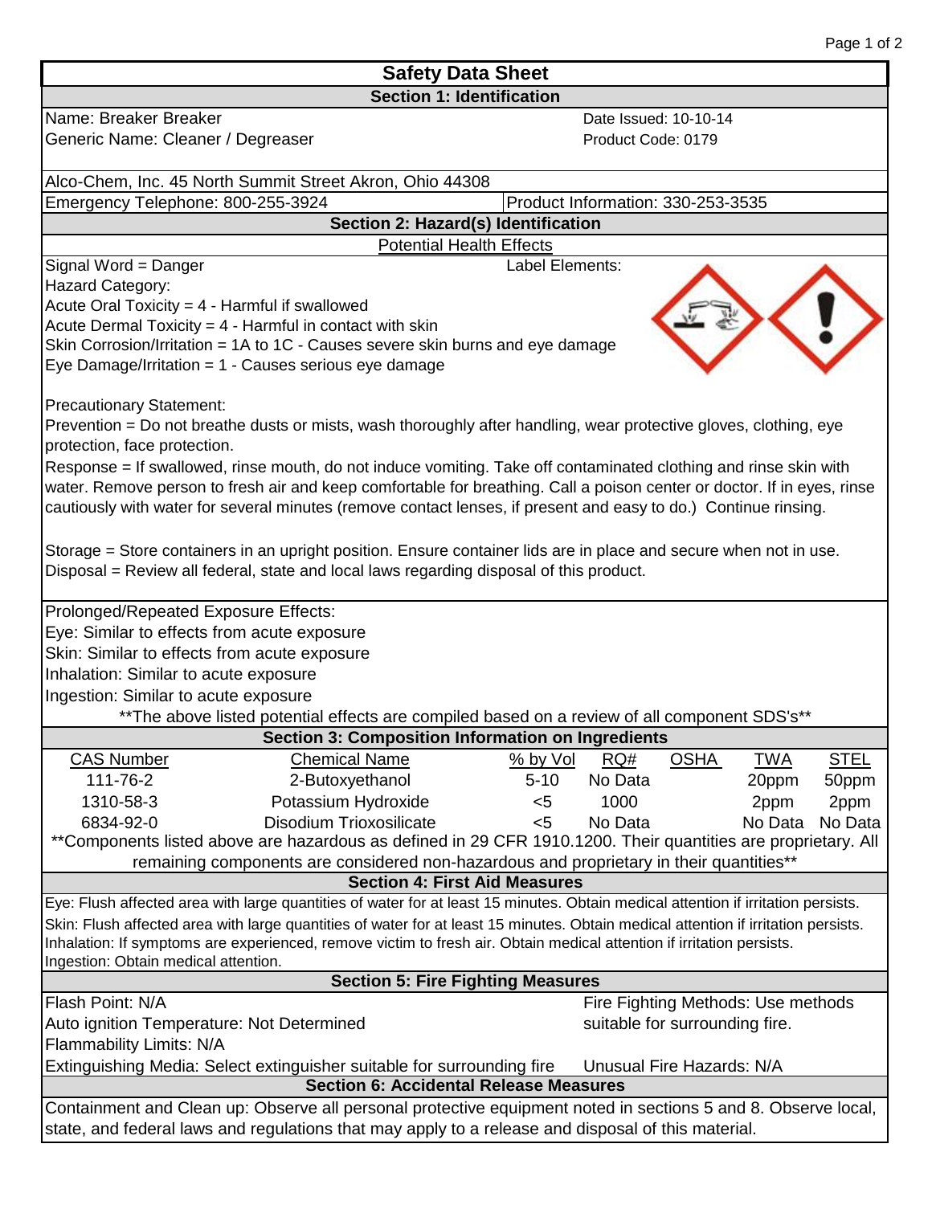# Safety Data Sheet

## Section 1: Identification

Name: Breaker Breaker
Generic Name: Cleaner / Degreaser

Date Issued: 10-10-14
Product Code: 0179

Alco-Chem, Inc. 45 North Summit Street Akron, Ohio 44308

Emergency Telephone: 800-255-3924
Product Information: 330-253-3535

## Section 2: Hazard(s) Identification

Potential Health Effects

Signal Word = Danger
Hazard Category:
Acute Oral Toxicity = 4 - Harmful if swallowed
Acute Dermal Toxicity = 4 - Harmful in contact with skin
Skin Corrosion/Irritation = 1A to 1C - Causes severe skin burns and eye damage
Eye Damage/Irritation = 1 - Causes serious eye damage

Label Elements:

Precautionary Statement:
Prevention = Do not breathe dusts or mists, wash thoroughly after handling, wear protective gloves, clothing, eye protection, face protection.
Response = If swallowed, rinse mouth, do not induce vomiting. Take off contaminated clothing and rinse skin with water. Remove person to fresh air and keep comfortable for breathing. Call a poison center or doctor. If in eyes, rinse cautiously with water for several minutes (remove contact lenses, if present and easy to do.) Continue rinsing.

Storage = Store containers in an upright position. Ensure container lids are in place and secure when not in use.
Disposal = Review all federal, state and local laws regarding disposal of this product.

Prolonged/Repeated Exposure Effects:
Eye: Similar to effects from acute exposure
Skin: Similar to effects from acute exposure
Inhalation: Similar to acute exposure
Ingestion: Similar to acute exposure

**The above listed potential effects are compiled based on a review of all component SDS's**

## Section 3: Composition Information on Ingredients

| CAS Number | Chemical Name | % by Vol | RQ# | OSHA | TWA | STEL |
|---|---|---|---|---|---|---|
| 111-76-2 | 2-Butoxyethanol | 5-10 | No Data | | 20ppm | 50ppm |
| 1310-58-3 | Potassium Hydroxide | <5 | 1000 | | 2ppm | 2ppm |
| 6834-92-0 | Disodium Trioxosilicate | <5 | No Data | | No Data | No Data |

**Components listed above are hazardous as defined in 29 CFR 1910.1200. Their quantities are proprietary. All remaining components are considered non-hazardous and proprietary in their quantities**

## Section 4: First Aid Measures

Eye: Flush affected area with large quantities of water for at least 15 minutes. Obtain medical attention if irritation persists.
Skin: Flush affected area with large quantities of water for at least 15 minutes. Obtain medical attention if irritation persists.
Inhalation: If symptoms are experienced, remove victim to fresh air. Obtain medical attention if irritation persists.
Ingestion: Obtain medical attention.

## Section 5: Fire Fighting Measures

Flash Point: N/A
Auto ignition Temperature: Not Determined
Flammability Limits: N/A
Extinguishing Media: Select extinguisher suitable for surrounding fire

Fire Fighting Methods: Use methods suitable for surrounding fire.
Unusual Fire Hazards: N/A

## Section 6: Accidental Release Measures

Containment and Clean up: Observe all personal protective equipment noted in sections 5 and 8. Observe local, state, and federal laws and regulations that may apply to a release and disposal of this material.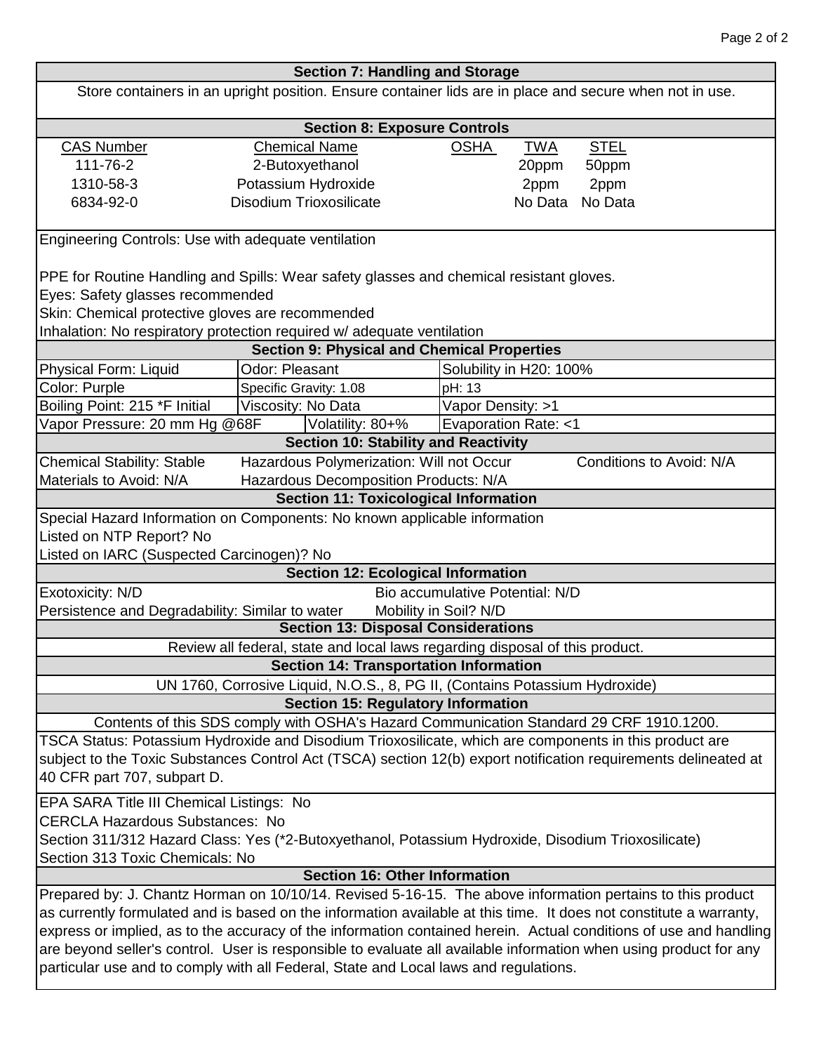## Section 7: Handling and Storage

Store containers in an upright position. Ensure container lids are in place and secure when not in use.

## Section 8: Exposure Controls

| CAS Number | Chemical Name | OSHA | TWA | STEL |
|---|---|---|---|---|
| 111-76-2 | 2-Butoxyethanol | | 20ppm | 50ppm |
| 1310-58-3 | Potassium Hydroxide | | 2ppm | 2ppm |
| 6834-92-0 | Disodium Trioxosilicate | | No Data | No Data |

Engineering Controls: Use with adequate ventilation

PPE for Routine Handling and Spills: Wear safety glasses and chemical resistant gloves.
Eyes: Safety glasses recommended
Skin: Chemical protective gloves are recommended
Inhalation: No respiratory protection required w/ adequate ventilation

## Section 9: Physical and Chemical Properties

| | | |
|---|---|---|
| Physical Form: Liquid | Odor: Pleasant | Solubility in H20: 100% |
| Color: Purple | Specific Gravity: 1.08 | pH: 13 |
| Boiling Point: 215 *F Initial | Viscosity: No Data | Vapor Density: >1 |
| Vapor Pressure: 20 mm Hg @68F | Volatility: 80+% | Evaporation Rate: <1 |

## Section 10: Stability and Reactivity

Chemical Stability: Stable
Hazardous Polymerization: Will not Occur
Conditions to Avoid: N/A
Materials to Avoid: N/A
Hazardous Decomposition Products: N/A

## Section 11: Toxicological Information

Special Hazard Information on Components: No known applicable information
Listed on NTP Report? No
Listed on IARC (Suspected Carcinogen)? No

## Section 12: Ecological Information

Exotoxicity: N/D
Bio accumulative Potential: N/D
Persistence and Degradability: Similar to water
Mobility in Soil? N/D

## Section 13: Disposal Considerations

Review all federal, state and local laws regarding disposal of this product.

## Section 14: Transportation Information

UN 1760, Corrosive Liquid, N.O.S., 8, PG II, (Contains Potassium Hydroxide)

## Section 15: Regulatory Information

Contents of this SDS comply with OSHA's Hazard Communication Standard 29 CRF 1910.1200.

TSCA Status: Potassium Hydroxide and Disodium Trioxosilicate, which are components in this product are subject to the Toxic Substances Control Act (TSCA) section 12(b) export notification requirements delineated at 40 CFR part 707, subpart D.

EPA SARA Title III Chemical Listings: No
CERCLA Hazardous Substances: No
Section 311/312 Hazard Class: Yes (*2-Butoxyethanol, Potassium Hydroxide, Disodium Trioxosilicate)
Section 313 Toxic Chemicals: No

## Section 16: Other Information

Prepared by: J. Chantz Horman on 10/10/14. Revised 5-16-15. The above information pertains to this product as currently formulated and is based on the information available at this time. It does not constitute a warranty, express or implied, as to the accuracy of the information contained herein. Actual conditions of use and handling are beyond seller's control. User is responsible to evaluate all available information when using product for any particular use and to comply with all Federal, State and Local laws and regulations.